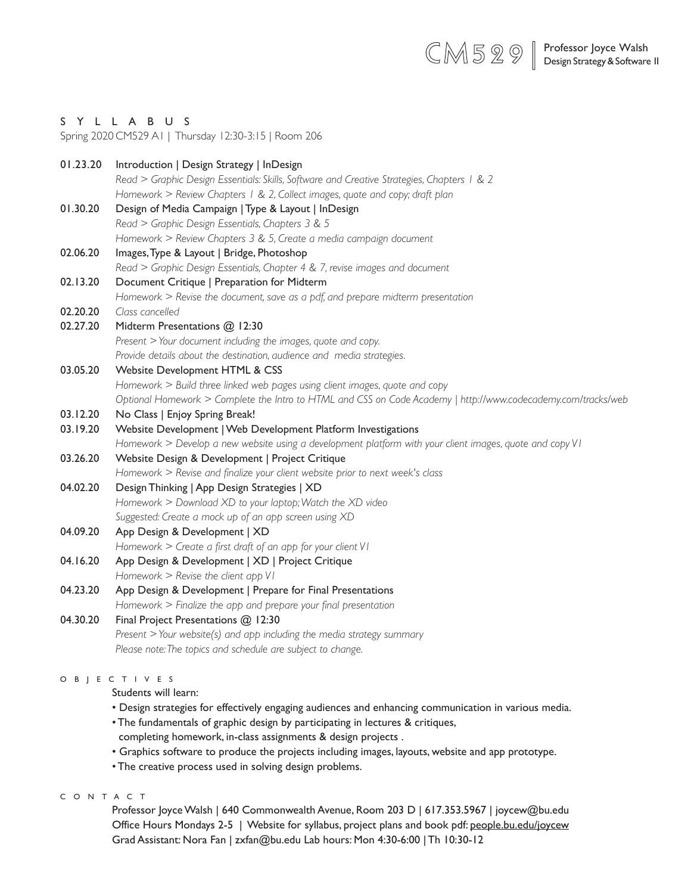# CM529 | Professor Joyce Walsh
Design Strategy & Software II

## SYLLABUS

Spring 2020 CM529 A1 | Thursday 12:30-3:15 | Room 206

**01.23.20** Introduction | Design Strategy | InDesign
*Read > Graphic Design Essentials: Skills, Software and Creative Strategies, Chapters 1 & 2*
*Homework > Review Chapters 1 & 2, Collect images, quote and copy; draft plan*

**01.30.20** Design of Media Campaign | Type & Layout | InDesign
*Read > Graphic Design Essentials, Chapters 3 & 5*
*Homework > Review Chapters 3 & 5, Create a media campaign document*

**02.06.20** Images, Type & Layout | Bridge, Photoshop
*Read > Graphic Design Essentials, Chapter 4 & 7, revise images and document*

**02.13.20** Document Critique | Preparation for Midterm
*Homework > Revise the document, save as a pdf, and prepare midterm presentation*

**02.20.20** *Class cancelled*

**02.27.20** Midterm Presentations @ 12:30
*Present > Your document including the images, quote and copy.*
*Provide details about the destination, audience and media strategies.*

**03.05.20** Website Development HTML & CSS
*Homework > Build three linked web pages using client images, quote and copy*
*Optional Homework > Complete the Intro to HTML and CSS on Code Academy | http://www.codecademy.com/tracks/web*

**03.12.20** No Class | Enjoy Spring Break!

**03.19.20** Website Development | Web Development Platform Investigations
*Homework > Develop a new website using a development platform with your client images, quote and copy V1*

**03.26.20** Website Design & Development | Project Critique
*Homework > Revise and finalize your client website prior to next week's class*

**04.02.20** Design Thinking | App Design Strategies | XD
*Homework > Download XD to your laptop; Watch the XD video*
*Suggested: Create a mock up of an app screen using XD*

**04.09.20** App Design & Development | XD
*Homework > Create a first draft of an app for your client V1*

**04.16.20** App Design & Development | XD | Project Critique
*Homework > Revise the client app V1*

**04.23.20** App Design & Development | Prepare for Final Presentations
*Homework > Finalize the app and prepare your final presentation*

**04.30.20** Final Project Presentations @ 12:30
*Present > Your website(s) and app including the media strategy summary*
*Please note: The topics and schedule are subject to change.*

## OBJECTIVES

Students will learn:

- Design strategies for effectively engaging audiences and enhancing communication in various media.
- The fundamentals of graphic design by participating in lectures & critiques, completing homework, in-class assignments & design projects .
- Graphics software to produce the projects including images, layouts, website and app prototype.
- The creative process used in solving design problems.

## CONTACT

Professor Joyce Walsh | 640 Commonwealth Avenue, Room 203 D | 617.353.5967 | joycew@bu.edu
Office Hours Mondays 2-5 | Website for syllabus, project plans and book pdf: people.bu.edu/joycew
Grad Assistant: Nora Fan | zxfan@bu.edu Lab hours: Mon 4:30-6:00 | Th 10:30-12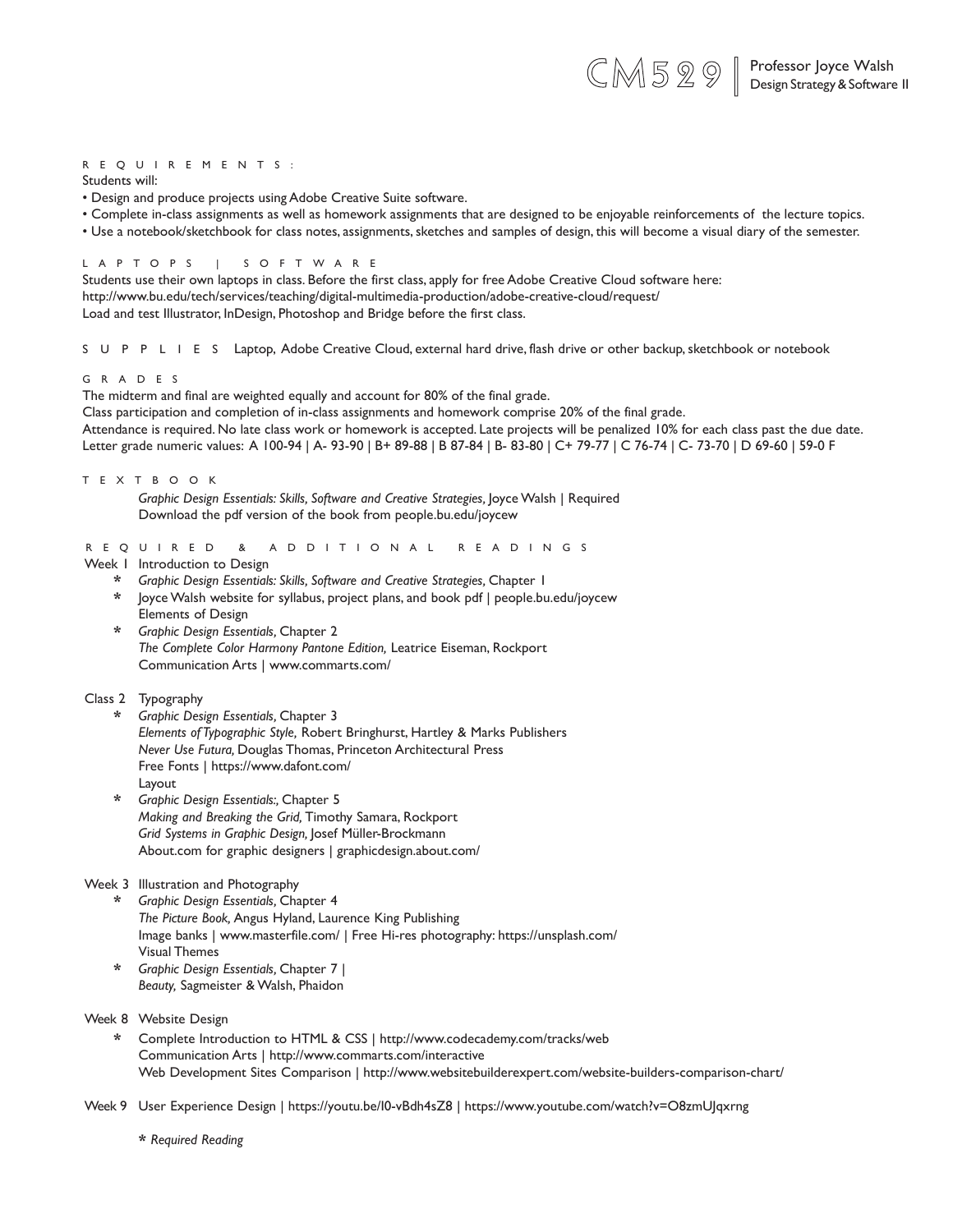## REQUIREMENTS:

Students will:

- Design and produce projects using Adobe Creative Suite software.
- Complete in-class assignments as well as homework assignments that are designed to be enjoyable reinforcements of the lecture topics.
- Use a notebook/sketchbook for class notes, assignments, sketches and samples of design, this will become a visual diary of the semester.

## LAPTOPS | SOFTWARE

Students use their own laptops in class. Before the first class, apply for free Adobe Creative Cloud software here:
http://www.bu.edu/tech/services/teaching/digital-multimedia-production/adobe-creative-cloud/request/
Load and test Illustrator, InDesign, Photoshop and Bridge before the first class.

**SUPPLIES** Laptop, Adobe Creative Cloud, external hard drive, flash drive or other backup, sketchbook or notebook

## GRADES

The midterm and final are weighted equally and account for 80% of the final grade.
Class participation and completion of in-class assignments and homework comprise 20% of the final grade.
Attendance is required. No late class work or homework is accepted. Late projects will be penalized 10% for each class past the due date.
Letter grade numeric values: A 100-94 | A- 93-90 | B+ 89-88 | B 87-84 | B- 83-80 | C+ 79-77 | C 76-74 | C- 73-70 | D 69-60 | 59-0 F

## TEXTBOOK

*Graphic Design Essentials: Skills, Software and Creative Strategies,* Joyce Walsh | Required
Download the pdf version of the book from people.bu.edu/joycew

## REQUIRED & ADDITIONAL READINGS

**Week 1** Introduction to Design

- \* *Graphic Design Essentials: Skills, Software and Creative Strategies,* Chapter 1
- \* Joyce Walsh website for syllabus, project plans, and book pdf | people.bu.edu/joycew

Elements of Design

- \* *Graphic Design Essentials,* Chapter 2
- *The Complete Color Harmony Pantone Edition,* Leatrice Eiseman, Rockport
- Communication Arts | www.commarts.com/

**Class 2** Typography

- \* *Graphic Design Essentials,* Chapter 3
- *Elements of Typographic Style,* Robert Bringhurst, Hartley & Marks Publishers
- *Never Use Futura,* Douglas Thomas, Princeton Architectural Press
- Free Fonts | https://www.dafont.com/

Layout

- \* *Graphic Design Essentials:,* Chapter 5
- *Making and Breaking the Grid,* Timothy Samara, Rockport
- *Grid Systems in Graphic Design,* Josef Müller-Brockmann
- About.com for graphic designers | graphicdesign.about.com/

**Week 3** Illustration and Photography

- \* *Graphic Design Essentials,* Chapter 4
- *The Picture Book,* Angus Hyland, Laurence King Publishing
- Image banks | www.masterfile.com/ | Free Hi-res photography: https://unsplash.com/

Visual Themes

- \* *Graphic Design Essentials,* Chapter 7 |
- *Beauty,* Sagmeister & Walsh, Phaidon

**Week 8** Website Design

- \* Complete Introduction to HTML & CSS | http://www.codecademy.com/tracks/web
- Communication Arts | http://www.commarts.com/interactive
- Web Development Sites Comparison | http://www.websitebuilderexpert.com/website-builders-comparison-chart/

**Week 9** User Experience Design | https://youtu.be/I0-vBdh4sZ8 | https://www.youtube.com/watch?v=O8zmUJqxrng

\* *Required Reading*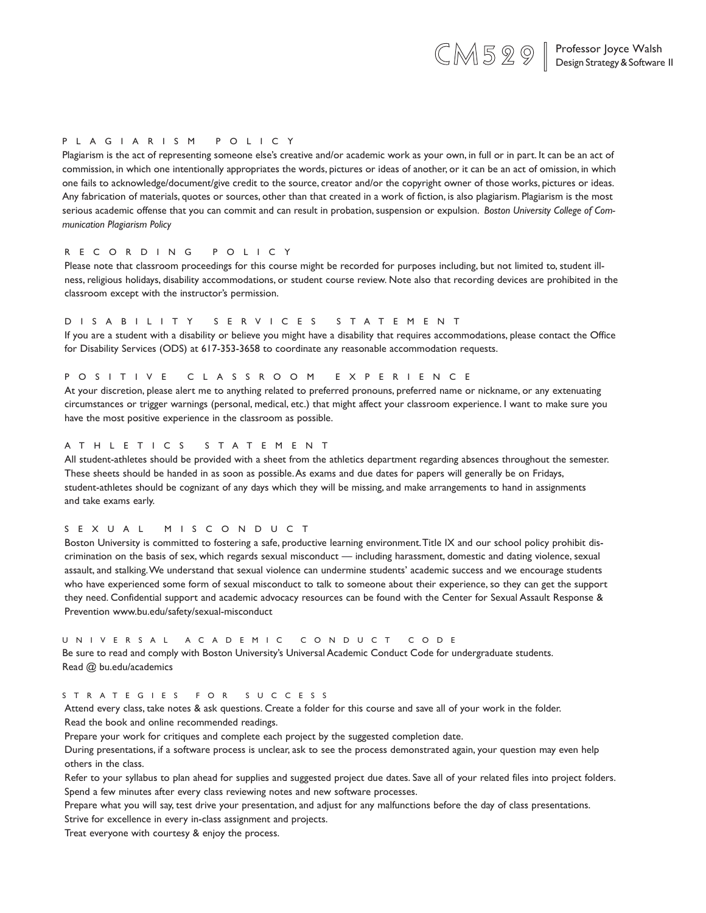## PLAGIARISM POLICY

Plagiarism is the act of representing someone else's creative and/or academic work as your own, in full or in part. It can be an act of commission, in which one intentionally appropriates the words, pictures or ideas of another, or it can be an act of omission, in which one fails to acknowledge/document/give credit to the source, creator and/or the copyright owner of those works, pictures or ideas. Any fabrication of materials, quotes or sources, other than that created in a work of fiction, is also plagiarism. Plagiarism is the most serious academic offense that you can commit and can result in probation, suspension or expulsion. *Boston University College of Communication Plagiarism Policy*

## RECORDING POLICY

Please note that classroom proceedings for this course might be recorded for purposes including, but not limited to, student illness, religious holidays, disability accommodations, or student course review. Note also that recording devices are prohibited in the classroom except with the instructor's permission.

## DISABILITY SERVICES STATEMENT

If you are a student with a disability or believe you might have a disability that requires accommodations, please contact the Office for Disability Services (ODS) at 617-353-3658 to coordinate any reasonable accommodation requests.

## POSITIVE CLASSROOM EXPERIENCE

At your discretion, please alert me to anything related to preferred pronouns, preferred name or nickname, or any extenuating circumstances or trigger warnings (personal, medical, etc.) that might affect your classroom experience. I want to make sure you have the most positive experience in the classroom as possible.

## ATHLETICS STATEMENT

All student-athletes should be provided with a sheet from the athletics department regarding absences throughout the semester. These sheets should be handed in as soon as possible. As exams and due dates for papers will generally be on Fridays, student-athletes should be cognizant of any days which they will be missing, and make arrangements to hand in assignments and take exams early.

## SEXUAL MISCONDUCT

Boston University is committed to fostering a safe, productive learning environment. Title IX and our school policy prohibit discrimination on the basis of sex, which regards sexual misconduct — including harassment, domestic and dating violence, sexual assault, and stalking. We understand that sexual violence can undermine students' academic success and we encourage students who have experienced some form of sexual misconduct to talk to someone about their experience, so they can get the support they need. Confidential support and academic advocacy resources can be found with the Center for Sexual Assault Response & Prevention www.bu.edu/safety/sexual-misconduct

## UNIVERSAL ACADEMIC CONDUCT CODE

Be sure to read and comply with Boston University's Universal Academic Conduct Code for undergraduate students.
Read @ bu.edu/academics

## STRATEGIES FOR SUCCESS

Attend every class, take notes & ask questions. Create a folder for this course and save all of your work in the folder.
Read the book and online recommended readings.
Prepare your work for critiques and complete each project by the suggested completion date.
During presentations, if a software process is unclear, ask to see the process demonstrated again, your question may even help others in the class.
Refer to your syllabus to plan ahead for supplies and suggested project due dates. Save all of your related files into project folders.
Spend a few minutes after every class reviewing notes and new software processes.
Prepare what you will say, test drive your presentation, and adjust for any malfunctions before the day of class presentations.
Strive for excellence in every in-class assignment and projects.
Treat everyone with courtesy & enjoy the process.